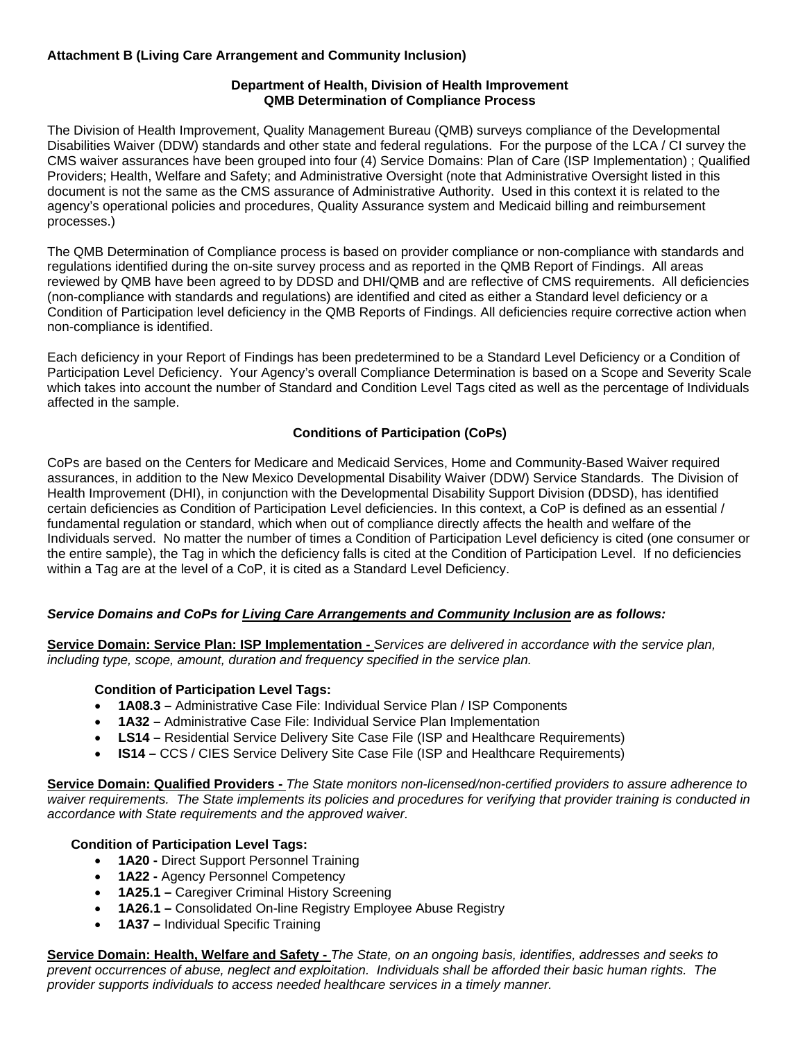**Attachment B (Living Care Arrangement and Community Inclusion)**

**Department of Health, Division of Health Improvement**
**QMB Determination of Compliance Process**

The Division of Health Improvement, Quality Management Bureau (QMB) surveys compliance of the Developmental Disabilities Waiver (DDW) standards and other state and federal regulations. For the purpose of the LCA / CI survey the CMS waiver assurances have been grouped into four (4) Service Domains: Plan of Care (ISP Implementation) ; Qualified Providers; Health, Welfare and Safety; and Administrative Oversight (note that Administrative Oversight listed in this document is not the same as the CMS assurance of Administrative Authority. Used in this context it is related to the agency's operational policies and procedures, Quality Assurance system and Medicaid billing and reimbursement processes.)

The QMB Determination of Compliance process is based on provider compliance or non-compliance with standards and regulations identified during the on-site survey process and as reported in the QMB Report of Findings. All areas reviewed by QMB have been agreed to by DDSD and DHI/QMB and are reflective of CMS requirements. All deficiencies (non-compliance with standards and regulations) are identified and cited as either a Standard level deficiency or a Condition of Participation level deficiency in the QMB Reports of Findings. All deficiencies require corrective action when non-compliance is identified.

Each deficiency in your Report of Findings has been predetermined to be a Standard Level Deficiency or a Condition of Participation Level Deficiency. Your Agency's overall Compliance Determination is based on a Scope and Severity Scale which takes into account the number of Standard and Condition Level Tags cited as well as the percentage of Individuals affected in the sample.

**Conditions of Participation (CoPs)**

CoPs are based on the Centers for Medicare and Medicaid Services, Home and Community-Based Waiver required assurances, in addition to the New Mexico Developmental Disability Waiver (DDW) Service Standards. The Division of Health Improvement (DHI), in conjunction with the Developmental Disability Support Division (DDSD), has identified certain deficiencies as Condition of Participation Level deficiencies. In this context, a CoP is defined as an essential / fundamental regulation or standard, which when out of compliance directly affects the health and welfare of the Individuals served. No matter the number of times a Condition of Participation Level deficiency is cited (one consumer or the entire sample), the Tag in which the deficiency falls is cited at the Condition of Participation Level. If no deficiencies within a Tag are at the level of a CoP, it is cited as a Standard Level Deficiency.

***Service Domains and CoPs for Living Care Arrangements and Community Inclusion are as follows:***

**Service Domain: Service Plan: ISP Implementation -** *Services are delivered in accordance with the service plan, including type, scope, amount, duration and frequency specified in the service plan.*

**Condition of Participation Level Tags:**

- **1A08.3 –** Administrative Case File: Individual Service Plan / ISP Components
- **1A32 –** Administrative Case File: Individual Service Plan Implementation
- **LS14 –** Residential Service Delivery Site Case File (ISP and Healthcare Requirements)
- **IS14 –** CCS / CIES Service Delivery Site Case File (ISP and Healthcare Requirements)

**Service Domain: Qualified Providers -** *The State monitors non-licensed/non-certified providers to assure adherence to waiver requirements. The State implements its policies and procedures for verifying that provider training is conducted in accordance with State requirements and the approved waiver.*

**Condition of Participation Level Tags:**

- **1A20 -** Direct Support Personnel Training
- **1A22 -** Agency Personnel Competency
- **1A25.1 –** Caregiver Criminal History Screening
- **1A26.1 –** Consolidated On-line Registry Employee Abuse Registry
- **1A37 –** Individual Specific Training

**Service Domain: Health, Welfare and Safety -** *The State, on an ongoing basis, identifies, addresses and seeks to prevent occurrences of abuse, neglect and exploitation. Individuals shall be afforded their basic human rights. The provider supports individuals to access needed healthcare services in a timely manner.*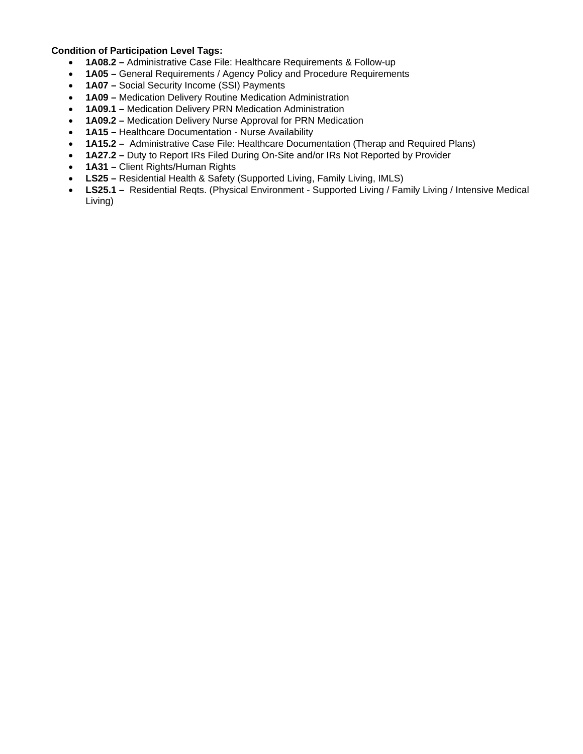**Condition of Participation Level Tags:**

- **1A08.2 –** Administrative Case File: Healthcare Requirements & Follow-up
- **1A05 –** General Requirements / Agency Policy and Procedure Requirements
- **1A07 –** Social Security Income (SSI) Payments
- **1A09 –** Medication Delivery Routine Medication Administration
- **1A09.1 –** Medication Delivery PRN Medication Administration
- **1A09.2 –** Medication Delivery Nurse Approval for PRN Medication
- **1A15 –** Healthcare Documentation - Nurse Availability
- **1A15.2 –** Administrative Case File: Healthcare Documentation (Therap and Required Plans)
- **1A27.2 –** Duty to Report IRs Filed During On-Site and/or IRs Not Reported by Provider
- **1A31 –** Client Rights/Human Rights
- **LS25 –** Residential Health & Safety (Supported Living, Family Living, IMLS)
- **LS25.1 –** Residential Reqts. (Physical Environment - Supported Living / Family Living / Intensive Medical Living)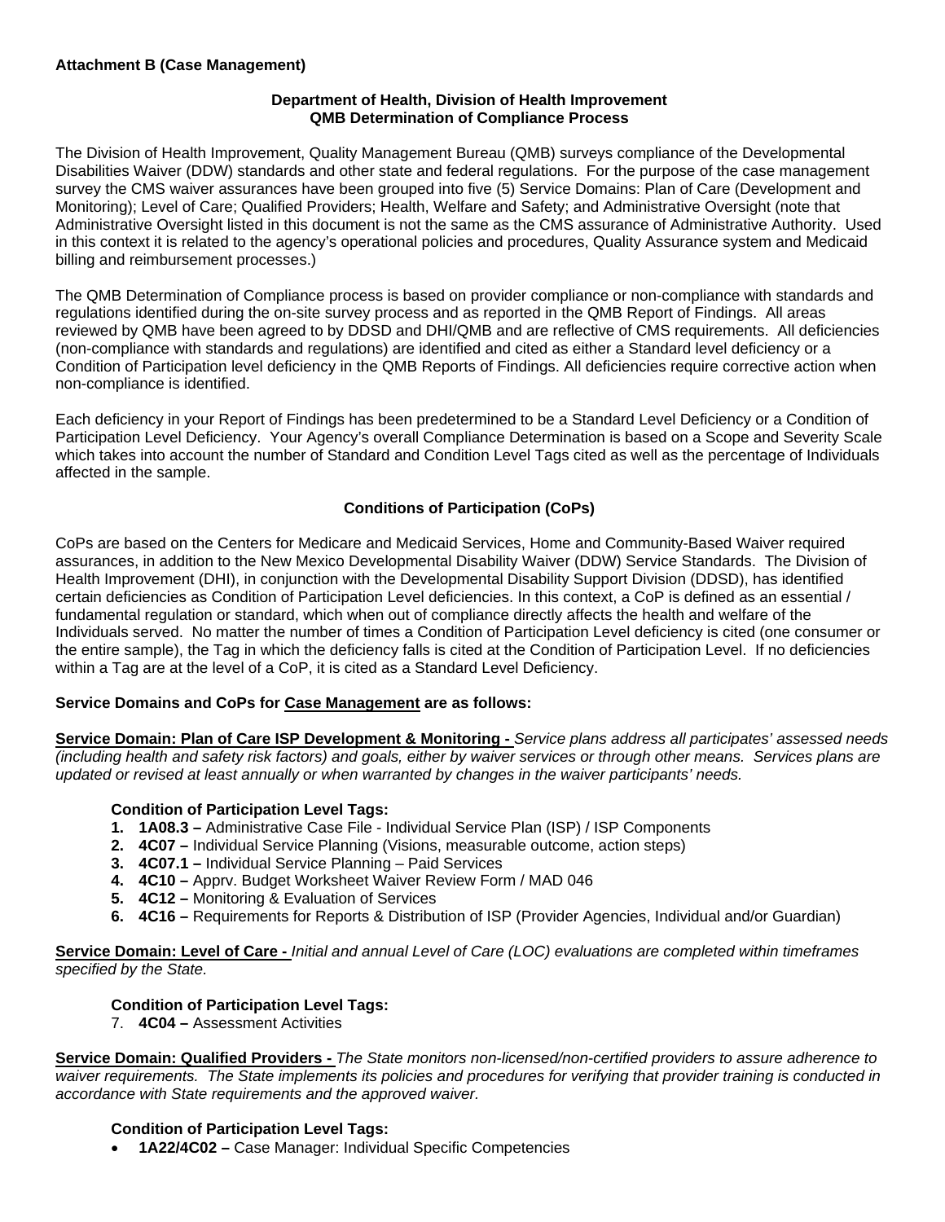**Attachment B (Case Management)**

**Department of Health, Division of Health Improvement**
**QMB Determination of Compliance Process**

The Division of Health Improvement, Quality Management Bureau (QMB) surveys compliance of the Developmental Disabilities Waiver (DDW) standards and other state and federal regulations. For the purpose of the case management survey the CMS waiver assurances have been grouped into five (5) Service Domains: Plan of Care (Development and Monitoring); Level of Care; Qualified Providers; Health, Welfare and Safety; and Administrative Oversight (note that Administrative Oversight listed in this document is not the same as the CMS assurance of Administrative Authority. Used in this context it is related to the agency's operational policies and procedures, Quality Assurance system and Medicaid billing and reimbursement processes.)

The QMB Determination of Compliance process is based on provider compliance or non-compliance with standards and regulations identified during the on-site survey process and as reported in the QMB Report of Findings. All areas reviewed by QMB have been agreed to by DDSD and DHI/QMB and are reflective of CMS requirements. All deficiencies (non-compliance with standards and regulations) are identified and cited as either a Standard level deficiency or a Condition of Participation level deficiency in the QMB Reports of Findings. All deficiencies require corrective action when non-compliance is identified.

Each deficiency in your Report of Findings has been predetermined to be a Standard Level Deficiency or a Condition of Participation Level Deficiency. Your Agency's overall Compliance Determination is based on a Scope and Severity Scale which takes into account the number of Standard and Condition Level Tags cited as well as the percentage of Individuals affected in the sample.

**Conditions of Participation (CoPs)**

CoPs are based on the Centers for Medicare and Medicaid Services, Home and Community-Based Waiver required assurances, in addition to the New Mexico Developmental Disability Waiver (DDW) Service Standards. The Division of Health Improvement (DHI), in conjunction with the Developmental Disability Support Division (DDSD), has identified certain deficiencies as Condition of Participation Level deficiencies. In this context, a CoP is defined as an essential / fundamental regulation or standard, which when out of compliance directly affects the health and welfare of the Individuals served. No matter the number of times a Condition of Participation Level deficiency is cited (one consumer or the entire sample), the Tag in which the deficiency falls is cited at the Condition of Participation Level. If no deficiencies within a Tag are at the level of a CoP, it is cited as a Standard Level Deficiency.

**Service Domains and CoPs for Case Management are as follows:**

**Service Domain: Plan of Care ISP Development & Monitoring -** *Service plans address all participates' assessed needs (including health and safety risk factors) and goals, either by waiver services or through other means. Services plans are updated or revised at least annually or when warranted by changes in the waiver participants' needs.*

**Condition of Participation Level Tags:**

1. **1A08.3 –** Administrative Case File - Individual Service Plan (ISP) / ISP Components
2. **4C07 –** Individual Service Planning (Visions, measurable outcome, action steps)
3. **4C07.1 –** Individual Service Planning – Paid Services
4. **4C10 –** Apprv. Budget Worksheet Waiver Review Form / MAD 046
5. **4C12 –** Monitoring & Evaluation of Services
6. **4C16 –** Requirements for Reports & Distribution of ISP (Provider Agencies, Individual and/or Guardian)

**Service Domain: Level of Care -** *Initial and annual Level of Care (LOC) evaluations are completed within timeframes specified by the State.*

**Condition of Participation Level Tags:**

7. **4C04 –** Assessment Activities

**Service Domain: Qualified Providers -** *The State monitors non-licensed/non-certified providers to assure adherence to waiver requirements. The State implements its policies and procedures for verifying that provider training is conducted in accordance with State requirements and the approved waiver.*

**Condition of Participation Level Tags:**

- **1A22/4C02 –** Case Manager: Individual Specific Competencies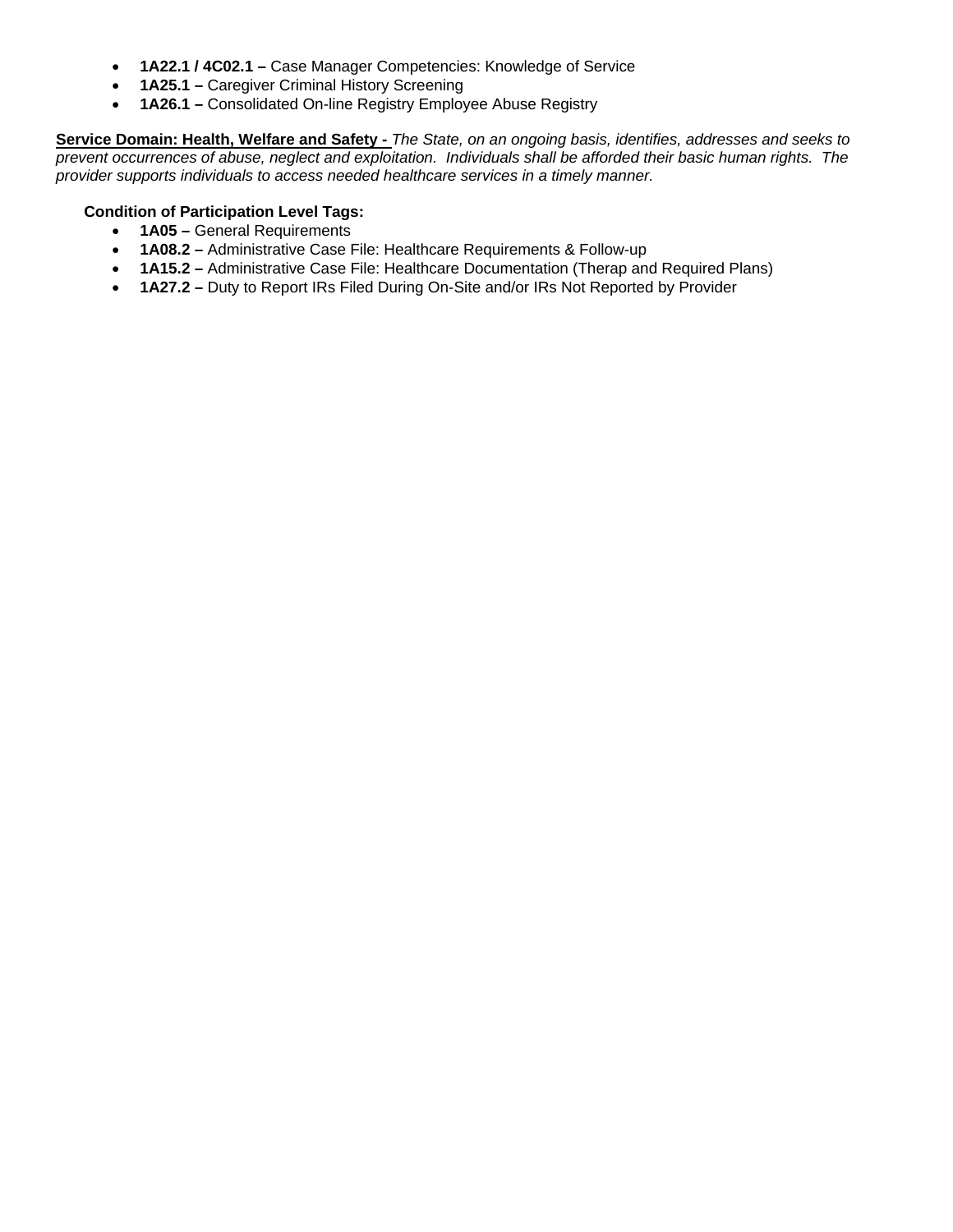- **1A22.1 / 4C02.1 –** Case Manager Competencies: Knowledge of Service
- **1A25.1 –** Caregiver Criminal History Screening
- **1A26.1 –** Consolidated On-line Registry Employee Abuse Registry

**Service Domain: Health, Welfare and Safety -** *The State, on an ongoing basis, identifies, addresses and seeks to prevent occurrences of abuse, neglect and exploitation. Individuals shall be afforded their basic human rights. The provider supports individuals to access needed healthcare services in a timely manner.*

**Condition of Participation Level Tags:**

- **1A05 –** General Requirements
- **1A08.2 –** Administrative Case File: Healthcare Requirements & Follow-up
- **1A15.2 –** Administrative Case File: Healthcare Documentation (Therap and Required Plans)
- **1A27.2 –** Duty to Report IRs Filed During On-Site and/or IRs Not Reported by Provider